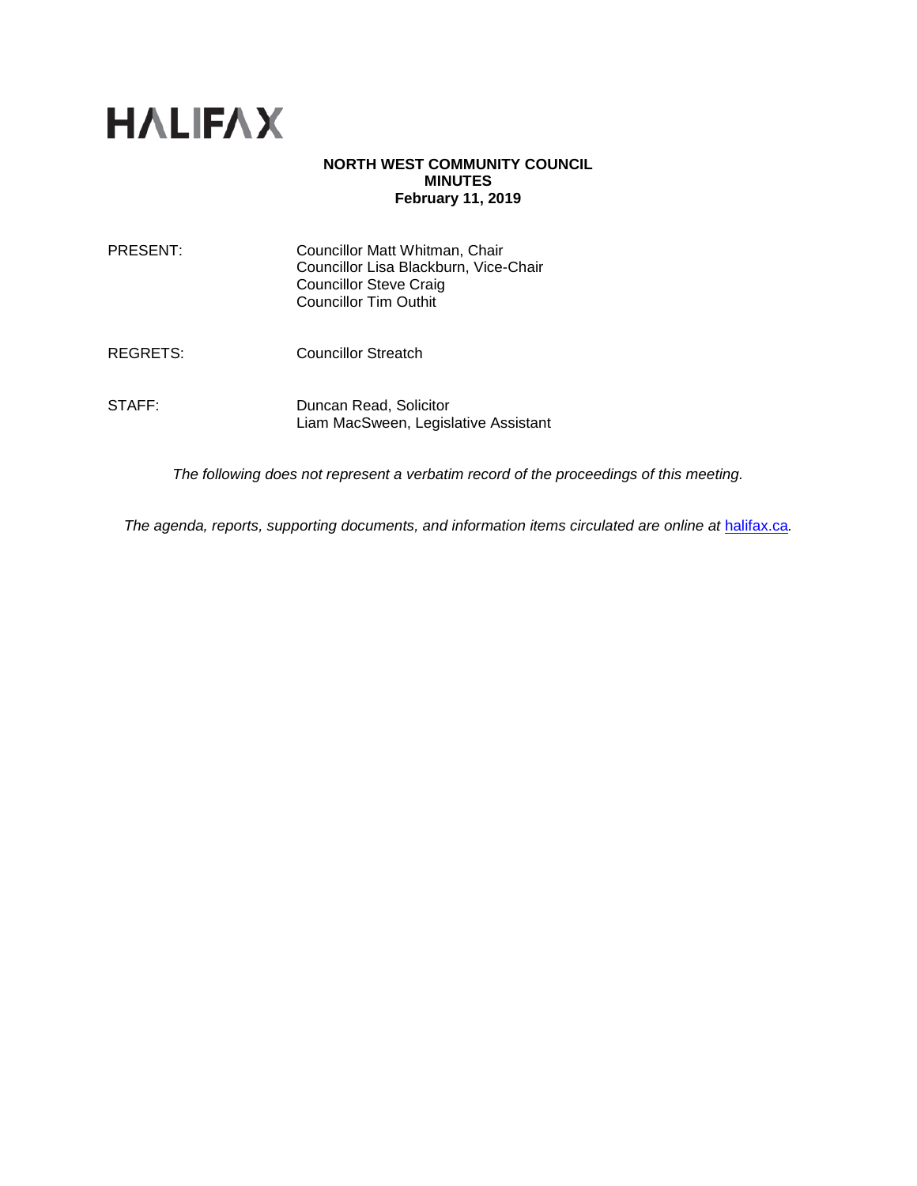HALIFAX

**NORTH WEST COMMUNITY COUNCIL**
**MINUTES**
**February 11, 2019**

| | |
|---|---|
| PRESENT: | Councillor Matt Whitman, Chair<br>Councillor Lisa Blackburn, Vice-Chair<br>Councillor Steve Craig<br>Councillor Tim Outhit |
| REGRETS: | Councillor Streatch |
| STAFF: | Duncan Read, Solicitor<br>Liam MacSween, Legislative Assistant |

*The following does not represent a verbatim record of the proceedings of this meeting.*

*The agenda, reports, supporting documents, and information items circulated are online at* [halifax.ca](halifax.ca)*.*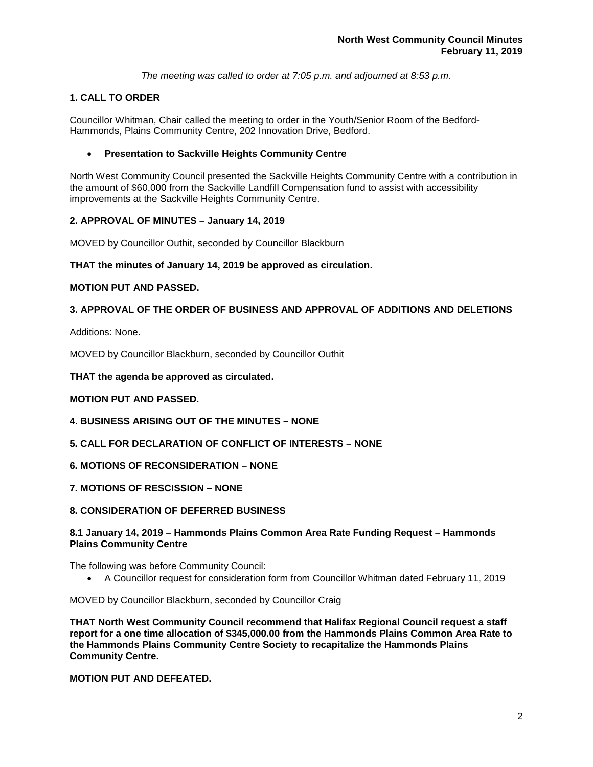*The meeting was called to order at 7:05 p.m. and adjourned at 8:53 p.m.*

## 1. CALL TO ORDER

Councillor Whitman, Chair called the meeting to order in the Youth/Senior Room of the Bedford-Hammonds, Plains Community Centre, 202 Innovation Drive, Bedford.

- **Presentation to Sackville Heights Community Centre**

North West Community Council presented the Sackville Heights Community Centre with a contribution in the amount of $60,000 from the Sackville Landfill Compensation fund to assist with accessibility improvements at the Sackville Heights Community Centre.

## 2. APPROVAL OF MINUTES – January 14, 2019

MOVED by Councillor Outhit, seconded by Councillor Blackburn

**THAT the minutes of January 14, 2019 be approved as circulation.**

**MOTION PUT AND PASSED.**

## 3. APPROVAL OF THE ORDER OF BUSINESS AND APPROVAL OF ADDITIONS AND DELETIONS

Additions: None.

MOVED by Councillor Blackburn, seconded by Councillor Outhit

**THAT the agenda be approved as circulated.**

**MOTION PUT AND PASSED.**

## 4. BUSINESS ARISING OUT OF THE MINUTES – NONE

## 5. CALL FOR DECLARATION OF CONFLICT OF INTERESTS – NONE

## 6. MOTIONS OF RECONSIDERATION – NONE

## 7. MOTIONS OF RESCISSION – NONE

## 8. CONSIDERATION OF DEFERRED BUSINESS

### 8.1 January 14, 2019 – Hammonds Plains Common Area Rate Funding Request – Hammonds Plains Community Centre

The following was before Community Council:

- A Councillor request for consideration form from Councillor Whitman dated February 11, 2019

MOVED by Councillor Blackburn, seconded by Councillor Craig

**THAT North West Community Council recommend that Halifax Regional Council request a staff report for a one time allocation of $345,000.00 from the Hammonds Plains Common Area Rate to the Hammonds Plains Community Centre Society to recapitalize the Hammonds Plains Community Centre.**

**MOTION PUT AND DEFEATED.**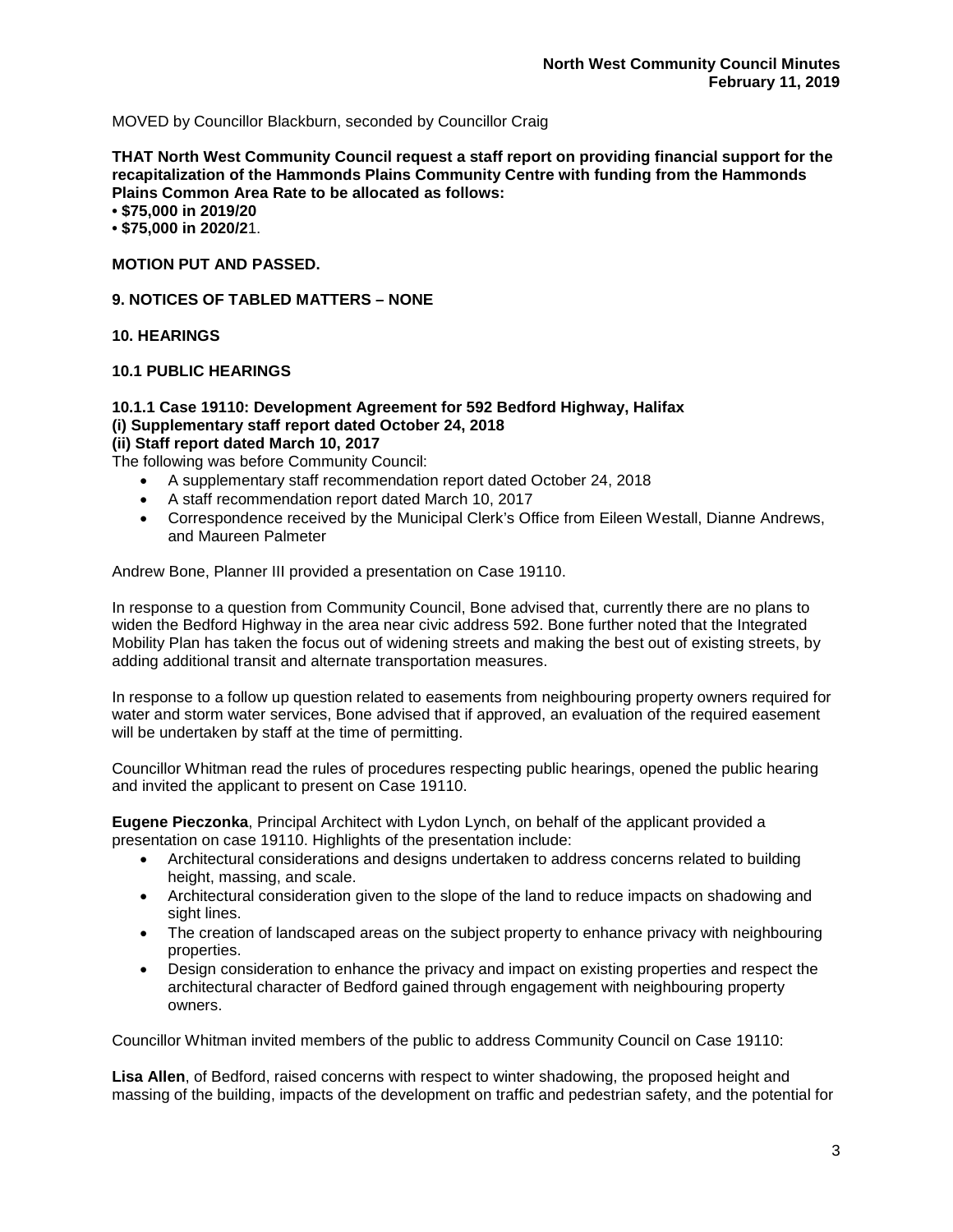MOVED by Councillor Blackburn, seconded by Councillor Craig

**THAT North West Community Council request a staff report on providing financial support for the recapitalization of the Hammonds Plains Community Centre with funding from the Hammonds Plains Common Area Rate to be allocated as follows:**
- **$75,000 in 2019/20**
- **$75,000 in 2020/2**1.

**MOTION PUT AND PASSED.**

**9. NOTICES OF TABLED MATTERS – NONE**

**10. HEARINGS**

**10.1 PUBLIC HEARINGS**

**10.1.1 Case 19110: Development Agreement for 592 Bedford Highway, Halifax**
**(i) Supplementary staff report dated October 24, 2018**
**(ii) Staff report dated March 10, 2017**

The following was before Community Council:

- A supplementary staff recommendation report dated October 24, 2018
- A staff recommendation report dated March 10, 2017
- Correspondence received by the Municipal Clerk's Office from Eileen Westall, Dianne Andrews, and Maureen Palmeter

Andrew Bone, Planner III provided a presentation on Case 19110.

In response to a question from Community Council, Bone advised that, currently there are no plans to widen the Bedford Highway in the area near civic address 592. Bone further noted that the Integrated Mobility Plan has taken the focus out of widening streets and making the best out of existing streets, by adding additional transit and alternate transportation measures.

In response to a follow up question related to easements from neighbouring property owners required for water and storm water services, Bone advised that if approved, an evaluation of the required easement will be undertaken by staff at the time of permitting.

Councillor Whitman read the rules of procedures respecting public hearings, opened the public hearing and invited the applicant to present on Case 19110.

**Eugene Pieczonka**, Principal Architect with Lydon Lynch, on behalf of the applicant provided a presentation on case 19110. Highlights of the presentation include:

- Architectural considerations and designs undertaken to address concerns related to building height, massing, and scale.
- Architectural consideration given to the slope of the land to reduce impacts on shadowing and sight lines.
- The creation of landscaped areas on the subject property to enhance privacy with neighbouring properties.
- Design consideration to enhance the privacy and impact on existing properties and respect the architectural character of Bedford gained through engagement with neighbouring property owners.

Councillor Whitman invited members of the public to address Community Council on Case 19110:

**Lisa Allen**, of Bedford, raised concerns with respect to winter shadowing, the proposed height and massing of the building, impacts of the development on traffic and pedestrian safety, and the potential for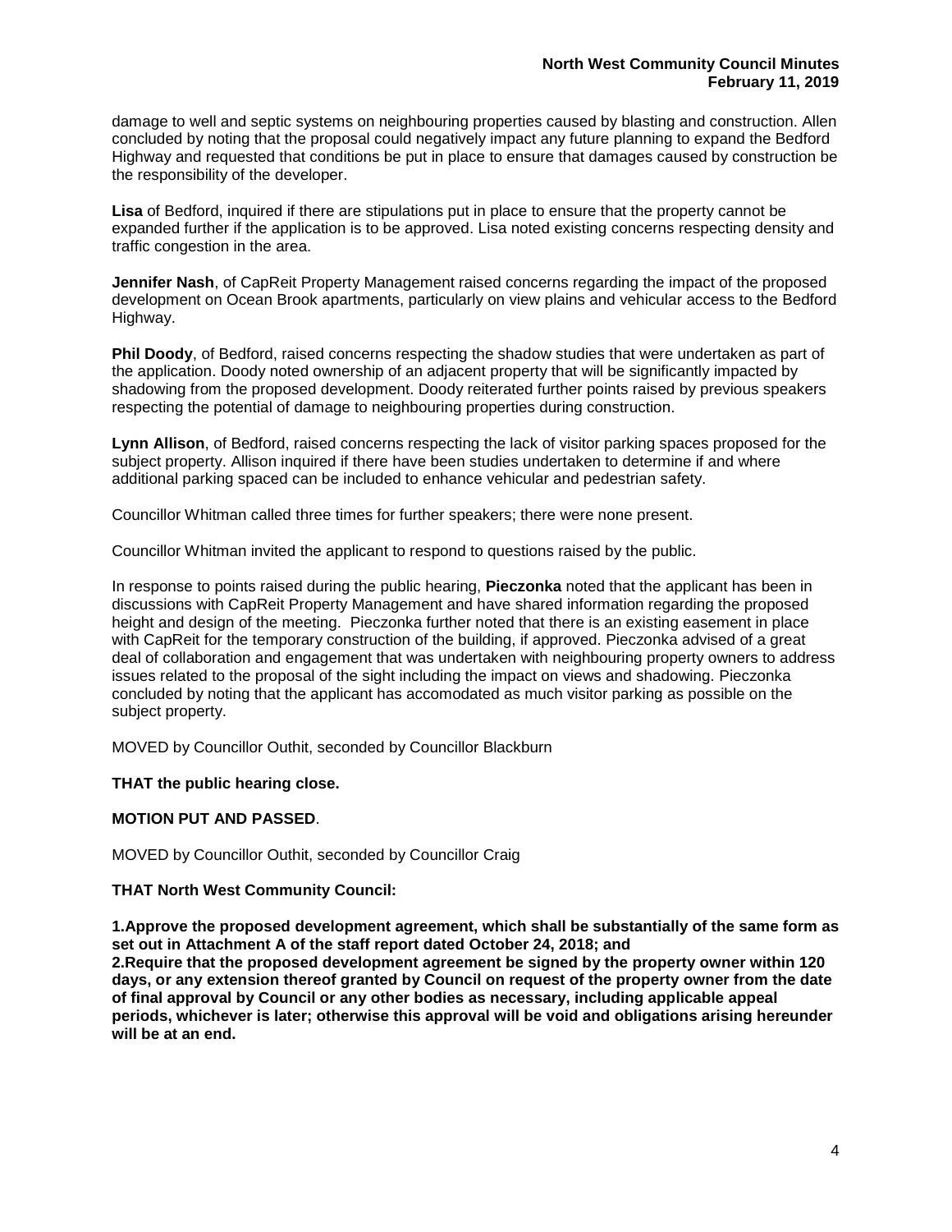damage to well and septic systems on neighbouring properties caused by blasting and construction. Allen concluded by noting that the proposal could negatively impact any future planning to expand the Bedford Highway and requested that conditions be put in place to ensure that damages caused by construction be the responsibility of the developer.

**Lisa** of Bedford, inquired if there are stipulations put in place to ensure that the property cannot be expanded further if the application is to be approved. Lisa noted existing concerns respecting density and traffic congestion in the area.

**Jennifer Nash**, of CapReit Property Management raised concerns regarding the impact of the proposed development on Ocean Brook apartments, particularly on view plains and vehicular access to the Bedford Highway.

**Phil Doody**, of Bedford, raised concerns respecting the shadow studies that were undertaken as part of the application. Doody noted ownership of an adjacent property that will be significantly impacted by shadowing from the proposed development. Doody reiterated further points raised by previous speakers respecting the potential of damage to neighbouring properties during construction.

**Lynn Allison**, of Bedford, raised concerns respecting the lack of visitor parking spaces proposed for the subject property. Allison inquired if there have been studies undertaken to determine if and where additional parking spaced can be included to enhance vehicular and pedestrian safety.

Councillor Whitman called three times for further speakers; there were none present.

Councillor Whitman invited the applicant to respond to questions raised by the public.

In response to points raised during the public hearing, **Pieczonka** noted that the applicant has been in discussions with CapReit Property Management and have shared information regarding the proposed height and design of the meeting. Pieczonka further noted that there is an existing easement in place with CapReit for the temporary construction of the building, if approved. Pieczonka advised of a great deal of collaboration and engagement that was undertaken with neighbouring property owners to address issues related to the proposal of the sight including the impact on views and shadowing. Pieczonka concluded by noting that the applicant has accomodated as much visitor parking as possible on the subject property.

MOVED by Councillor Outhit, seconded by Councillor Blackburn

**THAT the public hearing close.**

**MOTION PUT AND PASSED**.

MOVED by Councillor Outhit, seconded by Councillor Craig

**THAT North West Community Council:**

**1.Approve the proposed development agreement, which shall be substantially of the same form as set out in Attachment A of the staff report dated October 24, 2018; and**
**2.Require that the proposed development agreement be signed by the property owner within 120 days, or any extension thereof granted by Council on request of the property owner from the date of final approval by Council or any other bodies as necessary, including applicable appeal periods, whichever is later; otherwise this approval will be void and obligations arising hereunder will be at an end.**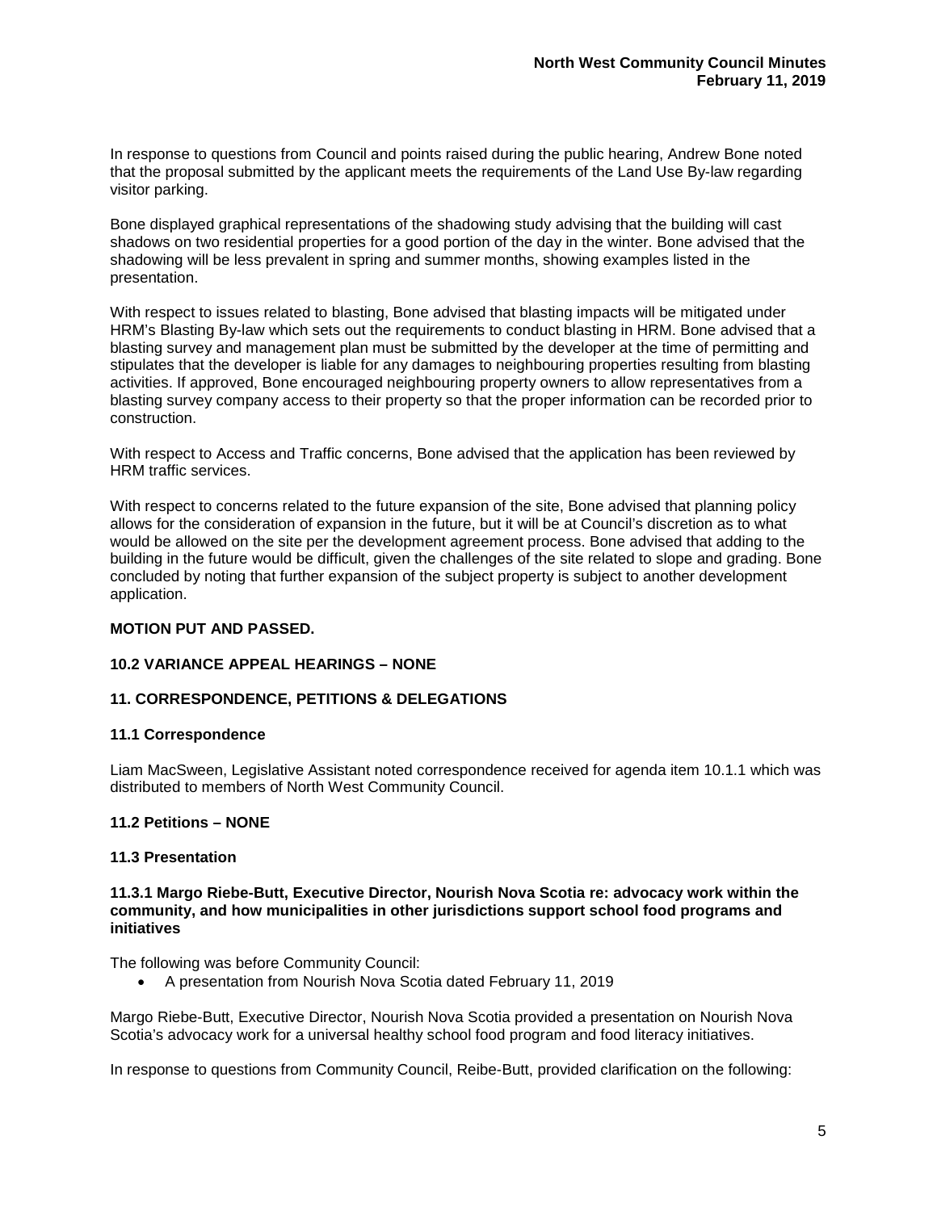In response to questions from Council and points raised during the public hearing, Andrew Bone noted that the proposal submitted by the applicant meets the requirements of the Land Use By-law regarding visitor parking.

Bone displayed graphical representations of the shadowing study advising that the building will cast shadows on two residential properties for a good portion of the day in the winter. Bone advised that the shadowing will be less prevalent in spring and summer months, showing examples listed in the presentation.

With respect to issues related to blasting, Bone advised that blasting impacts will be mitigated under HRM's Blasting By-law which sets out the requirements to conduct blasting in HRM. Bone advised that a blasting survey and management plan must be submitted by the developer at the time of permitting and stipulates that the developer is liable for any damages to neighbouring properties resulting from blasting activities. If approved, Bone encouraged neighbouring property owners to allow representatives from a blasting survey company access to their property so that the proper information can be recorded prior to construction.

With respect to Access and Traffic concerns, Bone advised that the application has been reviewed by HRM traffic services.

With respect to concerns related to the future expansion of the site, Bone advised that planning policy allows for the consideration of expansion in the future, but it will be at Council's discretion as to what would be allowed on the site per the development agreement process. Bone advised that adding to the building in the future would be difficult, given the challenges of the site related to slope and grading. Bone concluded by noting that further expansion of the subject property is subject to another development application.

**MOTION PUT AND PASSED.**

### 10.2 VARIANCE APPEAL HEARINGS – NONE

## 11. CORRESPONDENCE, PETITIONS & DELEGATIONS

### 11.1 Correspondence

Liam MacSween, Legislative Assistant noted correspondence received for agenda item 10.1.1 which was distributed to members of North West Community Council.

### 11.2 Petitions – NONE

### 11.3 Presentation

#### 11.3.1 Margo Riebe-Butt, Executive Director, Nourish Nova Scotia re: advocacy work within the community, and how municipalities in other jurisdictions support school food programs and initiatives

The following was before Community Council:

- A presentation from Nourish Nova Scotia dated February 11, 2019

Margo Riebe-Butt, Executive Director, Nourish Nova Scotia provided a presentation on Nourish Nova Scotia's advocacy work for a universal healthy school food program and food literacy initiatives.

In response to questions from Community Council, Reibe-Butt, provided clarification on the following: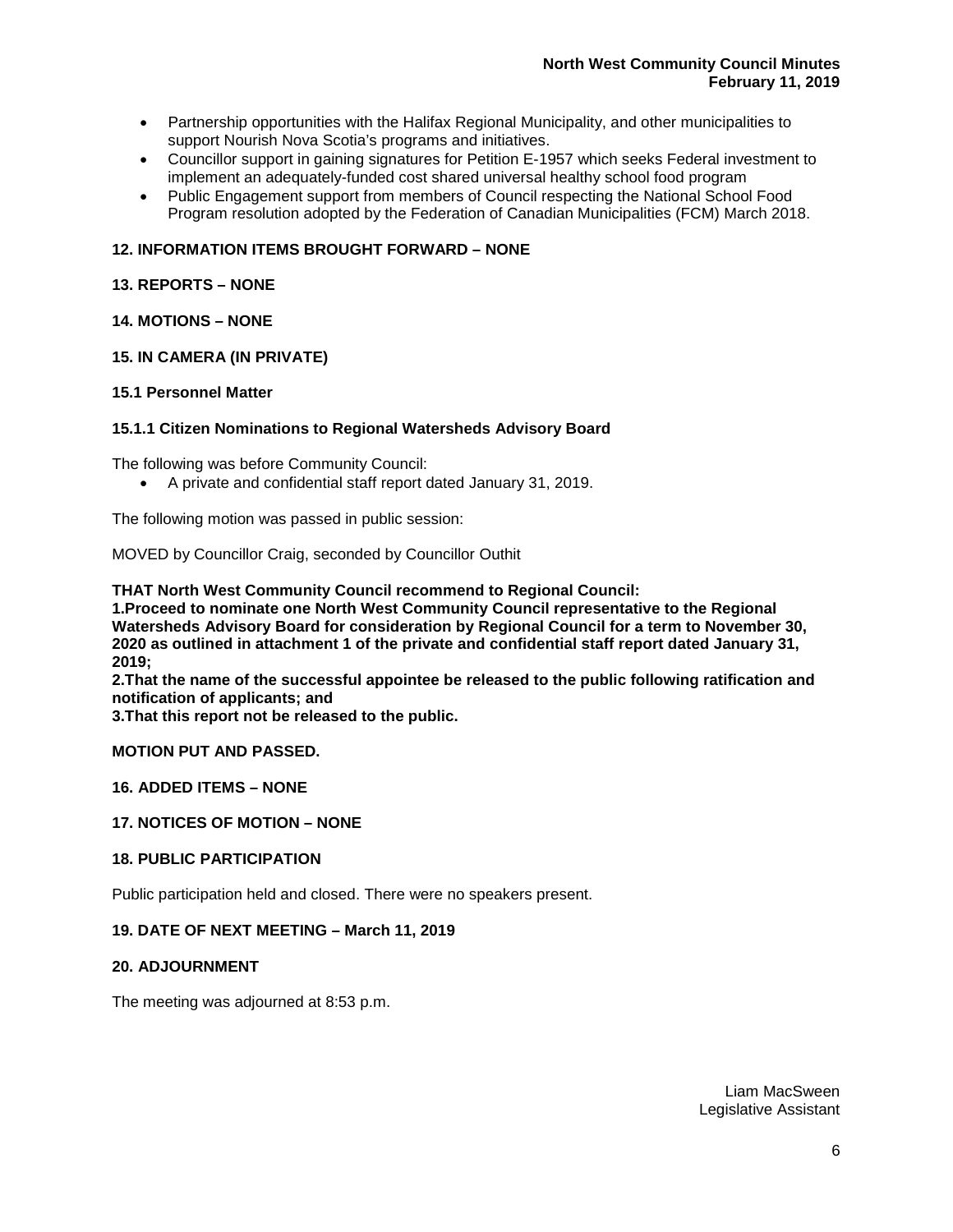- Partnership opportunities with the Halifax Regional Municipality, and other municipalities to support Nourish Nova Scotia's programs and initiatives.
- Councillor support in gaining signatures for Petition E-1957 which seeks Federal investment to implement an adequately-funded cost shared universal healthy school food program
- Public Engagement support from members of Council respecting the National School Food Program resolution adopted by the Federation of Canadian Municipalities (FCM) March 2018.

**12. INFORMATION ITEMS BROUGHT FORWARD – NONE**

**13. REPORTS – NONE**

**14. MOTIONS – NONE**

**15. IN CAMERA (IN PRIVATE)**

**15.1 Personnel Matter**

**15.1.1 Citizen Nominations to Regional Watersheds Advisory Board**

The following was before Community Council:

- A private and confidential staff report dated January 31, 2019.

The following motion was passed in public session:

MOVED by Councillor Craig, seconded by Councillor Outhit

**THAT North West Community Council recommend to Regional Council:**
**1.Proceed to nominate one North West Community Council representative to the Regional Watersheds Advisory Board for consideration by Regional Council for a term to November 30, 2020 as outlined in attachment 1 of the private and confidential staff report dated January 31, 2019;**
**2.That the name of the successful appointee be released to the public following ratification and notification of applicants; and**
**3.That this report not be released to the public.**

**MOTION PUT AND PASSED.**

**16. ADDED ITEMS – NONE**

**17. NOTICES OF MOTION – NONE**

**18. PUBLIC PARTICIPATION**

Public participation held and closed. There were no speakers present.

**19. DATE OF NEXT MEETING – March 11, 2019**

**20. ADJOURNMENT**

The meeting was adjourned at 8:53 p.m.

Liam MacSween
Legislative Assistant